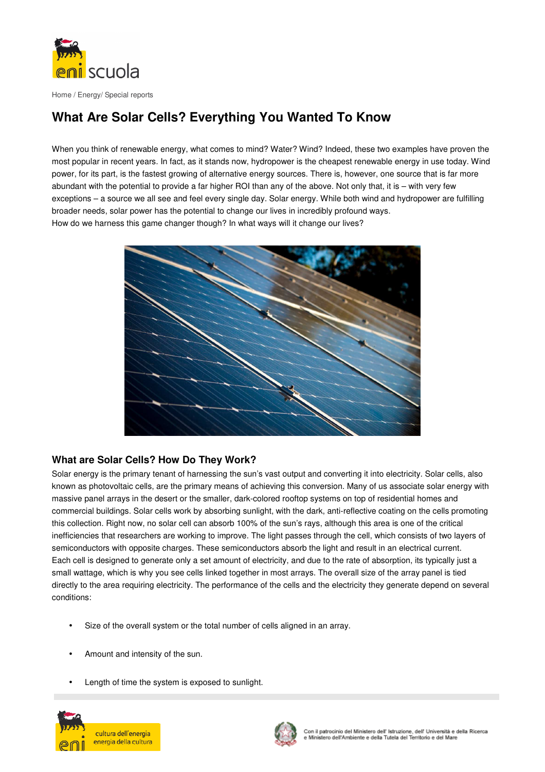Home / Energy/ Special reports

# What Are Solar Cells? Everything You Wanted To Know

When you think of renewable energy, what comes to mind? Water? Wind? Indeed, these two examples have proven the most popular in recent years. In fact, as it stands now, hydropower is the cheapest renewable energy in use today. Wind power, for its part, is the fastest growing of alternative energy sources. There is, however, one source that is far more abundant with the potential to provide a far higher ROI than any of the above. Not only that, it is – with very few exceptions – a source we all see and feel every single day. Solar energy. While both wind and hydropower are fulfilling broader needs, solar power has the potential to change our lives in incredibly profound ways.
How do we harness this game changer though? In what ways will it change our lives?

## What are Solar Cells? How Do They Work?

Solar energy is the primary tenant of harnessing the sun's vast output and converting it into electricity. Solar cells, also known as photovoltaic cells, are the primary means of achieving this conversion. Many of us associate solar energy with massive panel arrays in the desert or the smaller, dark-colored rooftop systems on top of residential homes and commercial buildings. Solar cells work by absorbing sunlight, with the dark, anti-reflective coating on the cells promoting this collection. Right now, no solar cell can absorb 100% of the sun's rays, although this area is one of the critical inefficiencies that researchers are working to improve. The light passes through the cell, which consists of two layers of semiconductors with opposite charges. These semiconductors absorb the light and result in an electrical current.
Each cell is designed to generate only a set amount of electricity, and due to the rate of absorption, its typically just a small wattage, which is why you see cells linked together in most arrays. The overall size of the array panel is tied directly to the area requiring electricity. The performance of the cells and the electricity they generate depend on several conditions:

- Size of the overall system or the total number of cells aligned in an array.
- Amount and intensity of the sun.
- Length of time the system is exposed to sunlight.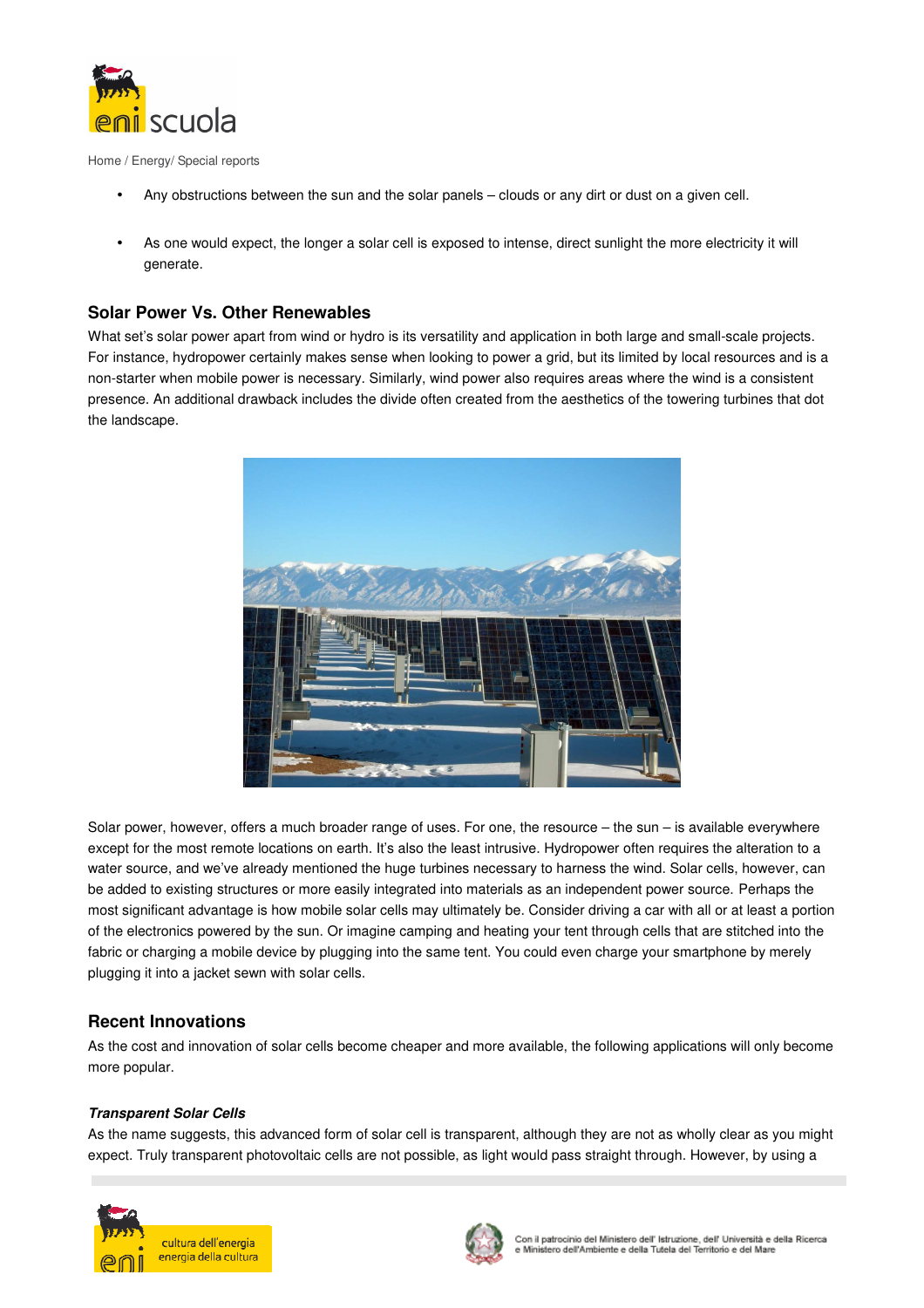- Any obstructions between the sun and the solar panels – clouds or any dirt or dust on a given cell.
- As one would expect, the longer a solar cell is exposed to intense, direct sunlight the more electricity it will generate.

## Solar Power Vs. Other Renewables

What set's solar power apart from wind or hydro is its versatility and application in both large and small-scale projects. For instance, hydropower certainly makes sense when looking to power a grid, but its limited by local resources and is a non-starter when mobile power is necessary. Similarly, wind power also requires areas where the wind is a consistent presence. An additional drawback includes the divide often created from the aesthetics of the towering turbines that dot the landscape.

Solar power, however, offers a much broader range of uses. For one, the resource – the sun – is available everywhere except for the most remote locations on earth. It's also the least intrusive. Hydropower often requires the alteration to a water source, and we've already mentioned the huge turbines necessary to harness the wind. Solar cells, however, can be added to existing structures or more easily integrated into materials as an independent power source. Perhaps the most significant advantage is how mobile solar cells may ultimately be. Consider driving a car with all or at least a portion of the electronics powered by the sun. Or imagine camping and heating your tent through cells that are stitched into the fabric or charging a mobile device by plugging into the same tent. You could even charge your smartphone by merely plugging it into a jacket sewn with solar cells.

## Recent Innovations

As the cost and innovation of solar cells become cheaper and more available, the following applications will only become more popular.

### *Transparent Solar Cells*

As the name suggests, this advanced form of solar cell is transparent, although they are not as wholly clear as you might expect. Truly transparent photovoltaic cells are not possible, as light would pass straight through. However, by using a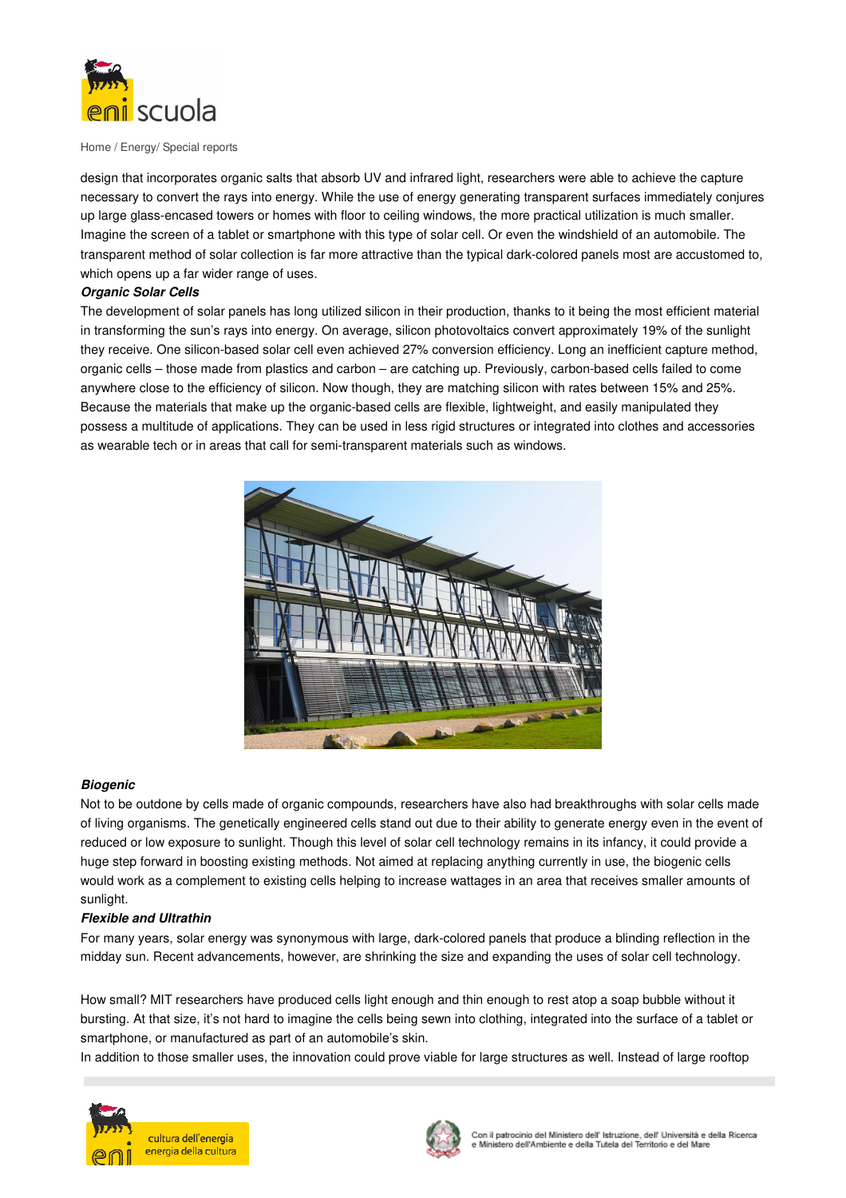design that incorporates organic salts that absorb UV and infrared light, researchers were able to achieve the capture necessary to convert the rays into energy. While the use of energy generating transparent surfaces immediately conjures up large glass-encased towers or homes with floor to ceiling windows, the more practical utilization is much smaller. Imagine the screen of a tablet or smartphone with this type of solar cell. Or even the windshield of an automobile. The transparent method of solar collection is far more attractive than the typical dark-colored panels most are accustomed to, which opens up a far wider range of uses.

***Organic Solar Cells***

The development of solar panels has long utilized silicon in their production, thanks to it being the most efficient material in transforming the sun's rays into energy. On average, silicon photovoltaics convert approximately 19% of the sunlight they receive. One silicon-based solar cell even achieved 27% conversion efficiency. Long an inefficient capture method, organic cells – those made from plastics and carbon – are catching up. Previously, carbon-based cells failed to come anywhere close to the efficiency of silicon. Now though, they are matching silicon with rates between 15% and 25%. Because the materials that make up the organic-based cells are flexible, lightweight, and easily manipulated they possess a multitude of applications. They can be used in less rigid structures or integrated into clothes and accessories as wearable tech or in areas that call for semi-transparent materials such as windows.

***Biogenic***

Not to be outdone by cells made of organic compounds, researchers have also had breakthroughs with solar cells made of living organisms. The genetically engineered cells stand out due to their ability to generate energy even in the event of reduced or low exposure to sunlight. Though this level of solar cell technology remains in its infancy, it could provide a huge step forward in boosting existing methods. Not aimed at replacing anything currently in use, the biogenic cells would work as a complement to existing cells helping to increase wattages in an area that receives smaller amounts of sunlight.

***Flexible and Ultrathin***

For many years, solar energy was synonymous with large, dark-colored panels that produce a blinding reflection in the midday sun. Recent advancements, however, are shrinking the size and expanding the uses of solar cell technology.

How small? MIT researchers have produced cells light enough and thin enough to rest atop a soap bubble without it bursting. At that size, it's not hard to imagine the cells being sewn into clothing, integrated into the surface of a tablet or smartphone, or manufactured as part of an automobile's skin.

In addition to those smaller uses, the innovation could prove viable for large structures as well. Instead of large rooftop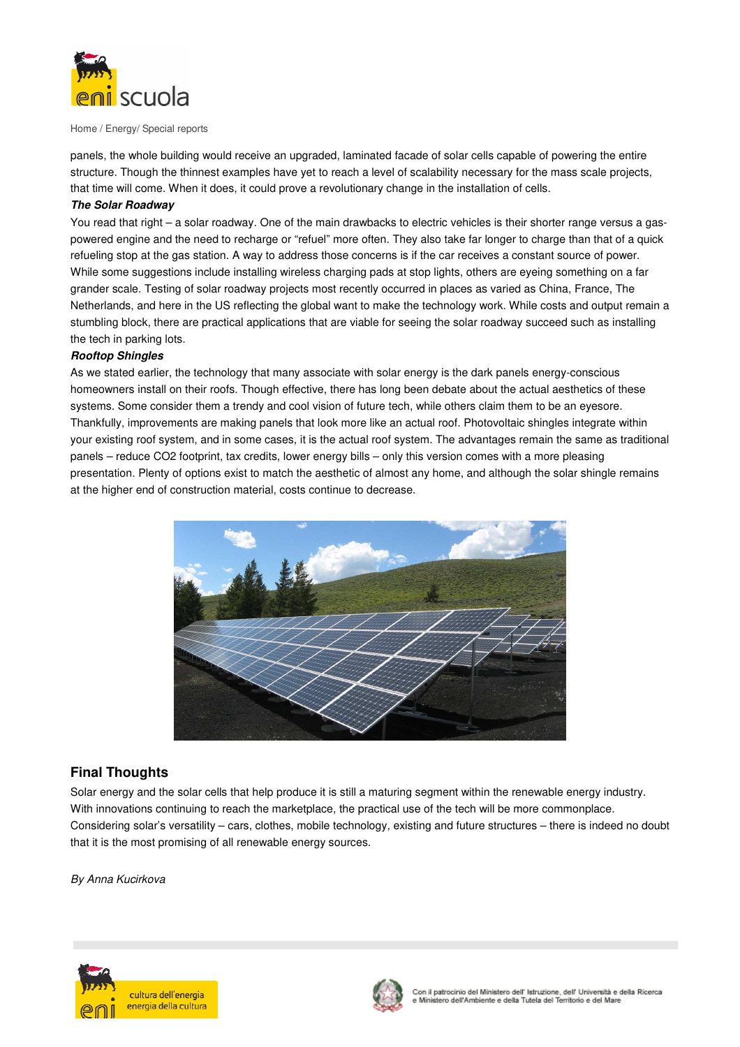panels, the whole building would receive an upgraded, laminated facade of solar cells capable of powering the entire structure. Though the thinnest examples have yet to reach a level of scalability necessary for the mass scale projects, that time will come. When it does, it could prove a revolutionary change in the installation of cells.

***The Solar Roadway***

You read that right – a solar roadway. One of the main drawbacks to electric vehicles is their shorter range versus a gas-powered engine and the need to recharge or "refuel" more often. They also take far longer to charge than that of a quick refueling stop at the gas station. A way to address those concerns is if the car receives a constant source of power. While some suggestions include installing wireless charging pads at stop lights, others are eyeing something on a far grander scale. Testing of solar roadway projects most recently occurred in places as varied as China, France, The Netherlands, and here in the US reflecting the global want to make the technology work. While costs and output remain a stumbling block, there are practical applications that are viable for seeing the solar roadway succeed such as installing the tech in parking lots.

***Rooftop Shingles***

As we stated earlier, the technology that many associate with solar energy is the dark panels energy-conscious homeowners install on their roofs. Though effective, there has long been debate about the actual aesthetics of these systems. Some consider them a trendy and cool vision of future tech, while others claim them to be an eyesore. Thankfully, improvements are making panels that look more like an actual roof. Photovoltaic shingles integrate within your existing roof system, and in some cases, it is the actual roof system. The advantages remain the same as traditional panels – reduce $CO_2$ footprint, tax credits, lower energy bills – only this version comes with a more pleasing presentation. Plenty of options exist to match the aesthetic of almost any home, and although the solar shingle remains at the higher end of construction material, costs continue to decrease.

## Final Thoughts

Solar energy and the solar cells that help produce it is still a maturing segment within the renewable energy industry. With innovations continuing to reach the marketplace, the practical use of the tech will be more commonplace. Considering solar's versatility – cars, clothes, mobile technology, existing and future structures – there is indeed no doubt that it is the most promising of all renewable energy sources.

*By Anna Kucirkova*